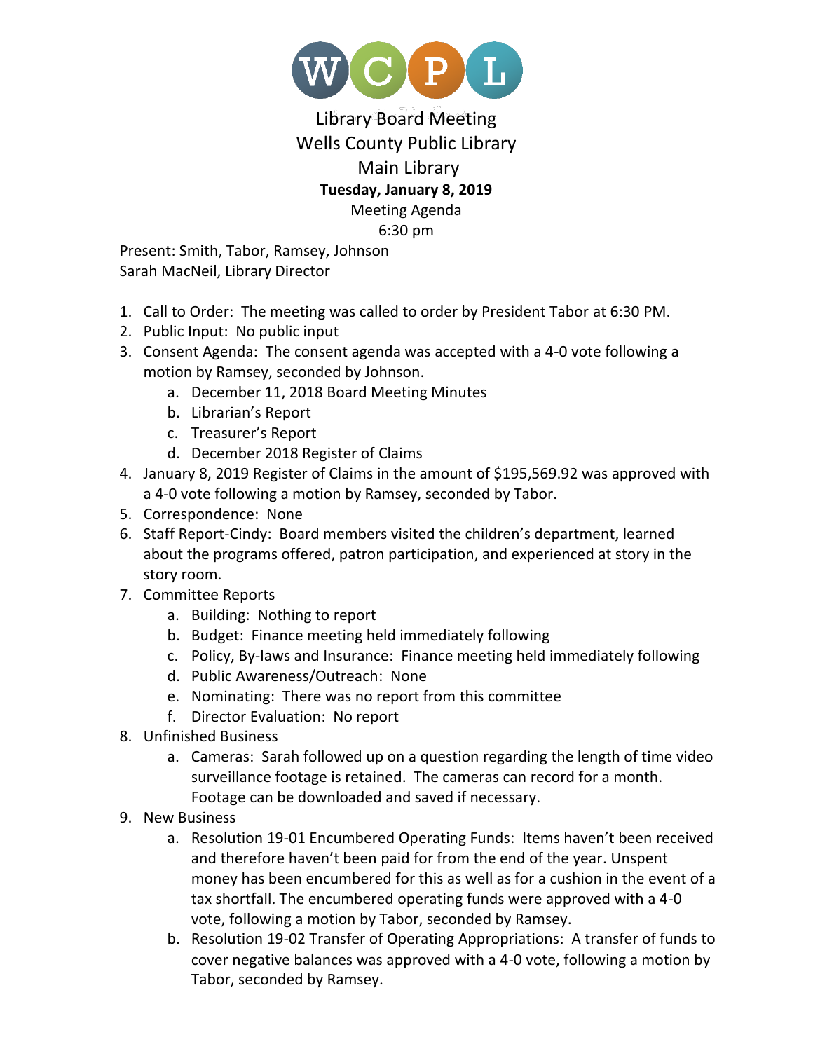WCPL

# Library Board Meeting

## Wells County Public Library

## Main Library

**Tuesday, January 8, 2019**

Meeting Agenda

6:30 pm

Present: Smith, Tabor, Ramsey, Johnson
Sarah MacNeil, Library Director

1. Call to Order: The meeting was called to order by President Tabor at 6:30 PM.
2. Public Input: No public input
3. Consent Agenda: The consent agenda was accepted with a 4-0 vote following a motion by Ramsey, seconded by Johnson.
    a. December 11, 2018 Board Meeting Minutes
    b. Librarian's Report
    c. Treasurer's Report
    d. December 2018 Register of Claims
4. January 8, 2019 Register of Claims in the amount of $195,569.92 was approved with a 4-0 vote following a motion by Ramsey, seconded by Tabor.
5. Correspondence: None
6. Staff Report-Cindy: Board members visited the children's department, learned about the programs offered, patron participation, and experienced at story in the story room.
7. Committee Reports
    a. Building: Nothing to report
    b. Budget: Finance meeting held immediately following
    c. Policy, By-laws and Insurance: Finance meeting held immediately following
    d. Public Awareness/Outreach: None
    e. Nominating: There was no report from this committee
    f. Director Evaluation: No report
8. Unfinished Business
    a. Cameras: Sarah followed up on a question regarding the length of time video surveillance footage is retained. The cameras can record for a month. Footage can be downloaded and saved if necessary.
9. New Business
    a. Resolution 19-01 Encumbered Operating Funds: Items haven't been received and therefore haven't been paid for from the end of the year. Unspent money has been encumbered for this as well as for a cushion in the event of a tax shortfall. The encumbered operating funds were approved with a 4-0 vote, following a motion by Tabor, seconded by Ramsey.
    b. Resolution 19-02 Transfer of Operating Appropriations: A transfer of funds to cover negative balances was approved with a 4-0 vote, following a motion by Tabor, seconded by Ramsey.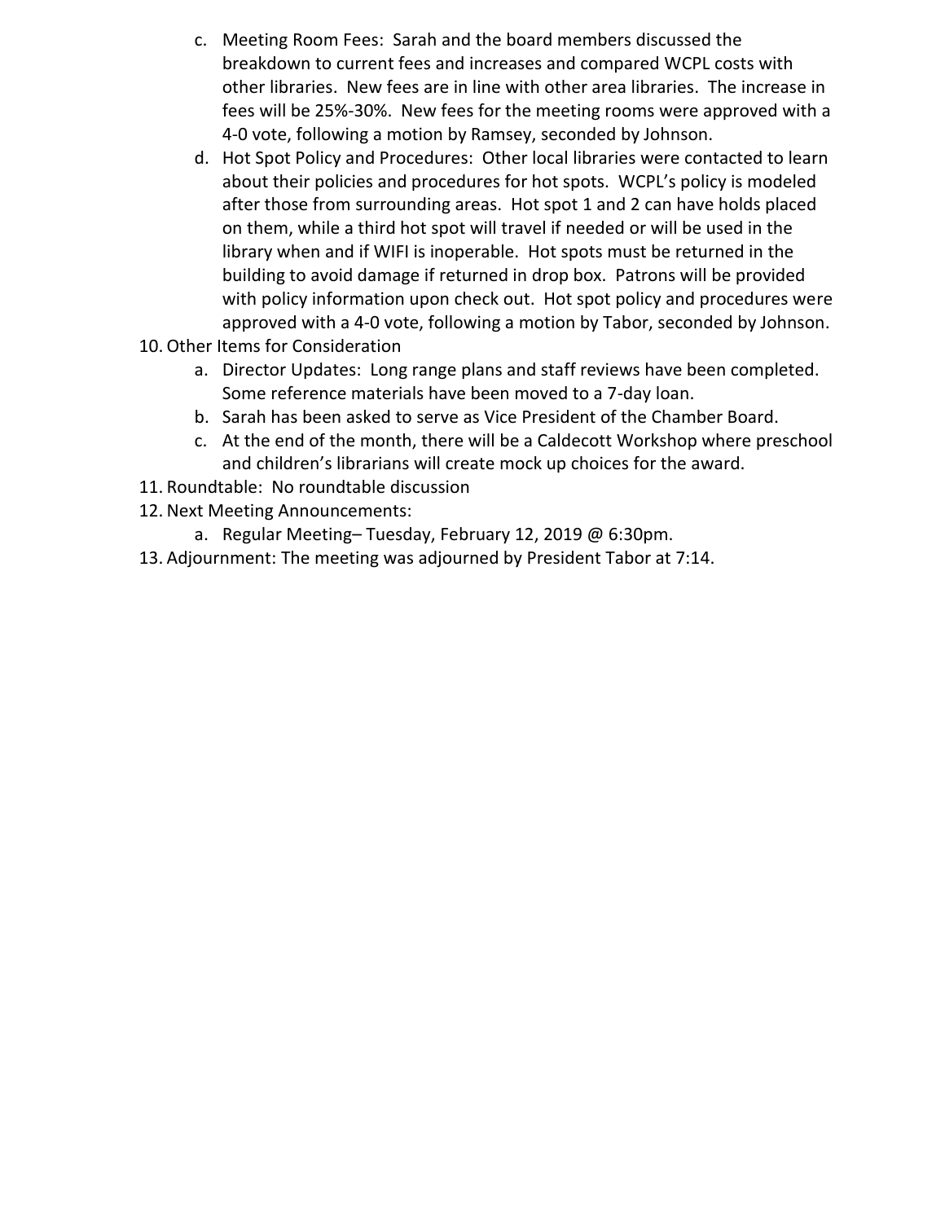c. Meeting Room Fees: Sarah and the board members discussed the breakdown to current fees and increases and compared WCPL costs with other libraries. New fees are in line with other area libraries. The increase in fees will be 25%-30%. New fees for the meeting rooms were approved with a 4-0 vote, following a motion by Ramsey, seconded by Johnson.
   d. Hot Spot Policy and Procedures: Other local libraries were contacted to learn about their policies and procedures for hot spots. WCPL's policy is modeled after those from surrounding areas. Hot spot 1 and 2 can have holds placed on them, while a third hot spot will travel if needed or will be used in the library when and if WIFI is inoperable. Hot spots must be returned in the building to avoid damage if returned in drop box. Patrons will be provided with policy information upon check out. Hot spot policy and procedures were approved with a 4-0 vote, following a motion by Tabor, seconded by Johnson.

10. Other Items for Consideration
    a. Director Updates: Long range plans and staff reviews have been completed. Some reference materials have been moved to a 7-day loan.
    b. Sarah has been asked to serve as Vice President of the Chamber Board.
    c. At the end of the month, there will be a Caldecott Workshop where preschool and children's librarians will create mock up choices for the award.
11. Roundtable: No roundtable discussion
12. Next Meeting Announcements:
    a. Regular Meeting– Tuesday, February 12, 2019 @ 6:30pm.
13. Adjournment: The meeting was adjourned by President Tabor at 7:14.